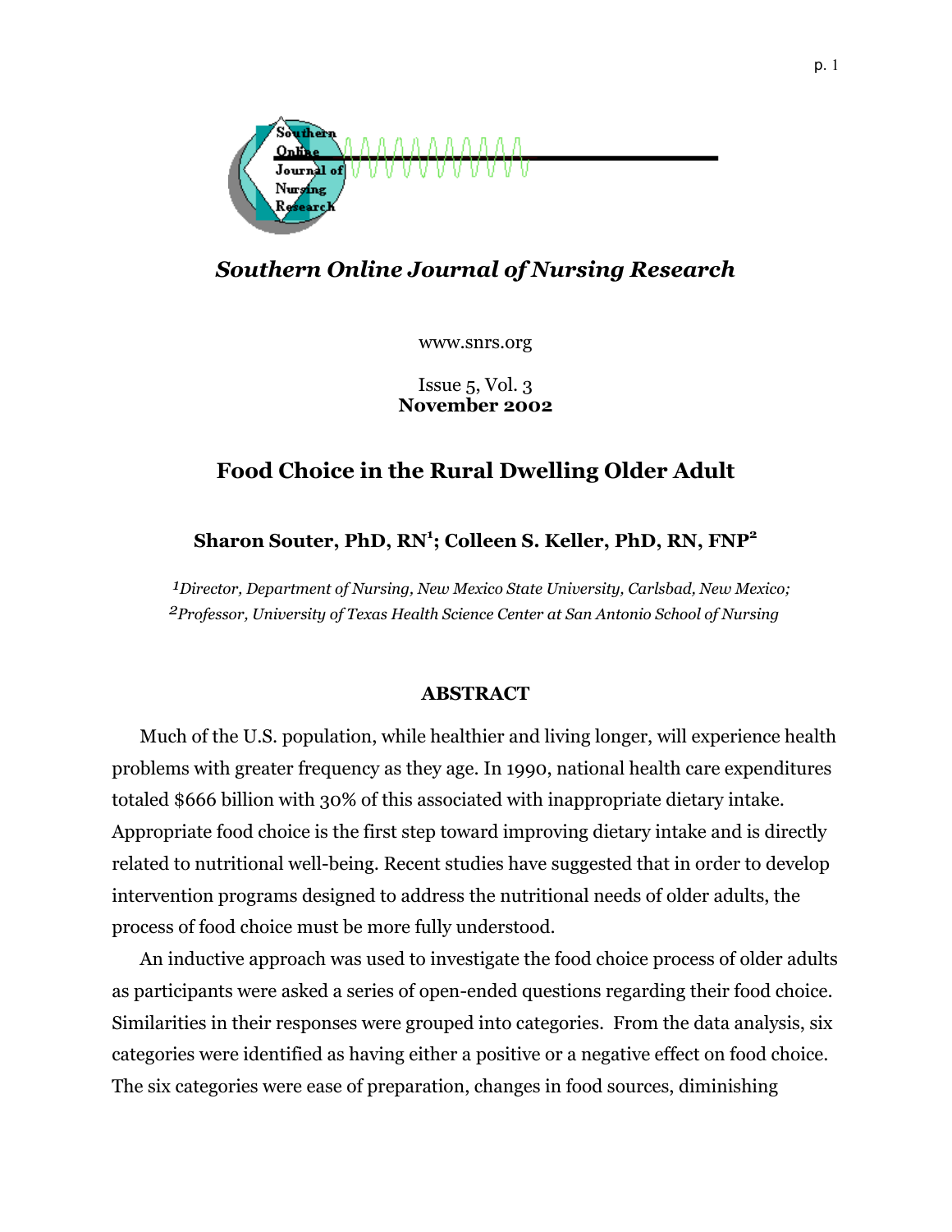# Southern Online Journal of Nursing Research

www.snrs.org

Issue 5, Vol. 3
**November 2002**

## Food Choice in the Rural Dwelling Older Adult

**Sharon Souter, PhD, RN[1]; Colleen S. Keller, PhD, RN, FNP[2]**

*[1]Director, Department of Nursing, New Mexico State University, Carlsbad, New Mexico;*
*[2]Professor, University of Texas Health Science Center at San Antonio School of Nursing*

### ABSTRACT

Much of the U.S. population, while healthier and living longer, will experience health problems with greater frequency as they age. In 1990, national health care expenditures totaled $666 billion with 30% of this associated with inappropriate dietary intake. Appropriate food choice is the first step toward improving dietary intake and is directly related to nutritional well-being. Recent studies have suggested that in order to develop intervention programs designed to address the nutritional needs of older adults, the process of food choice must be more fully understood.

An inductive approach was used to investigate the food choice process of older adults as participants were asked a series of open-ended questions regarding their food choice. Similarities in their responses were grouped into categories. From the data analysis, six categories were identified as having either a positive or a negative effect on food choice. The six categories were ease of preparation, changes in food sources, diminishing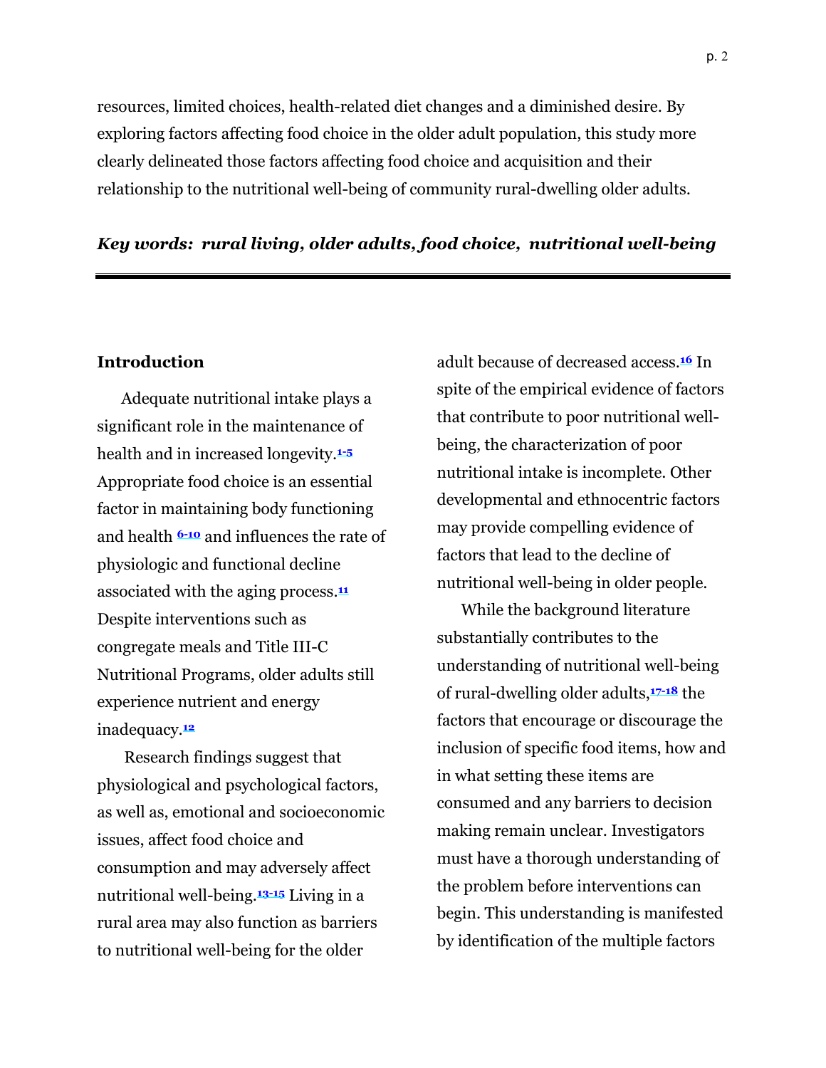resources, limited choices, health-related diet changes and a diminished desire. By exploring factors affecting food choice in the older adult population, this study more clearly delineated those factors affecting food choice and acquisition and their relationship to the nutritional well-being of community rural-dwelling older adults.

***Key words: rural living, older adults, food choice, nutritional well-being***

---

## Introduction

Adequate nutritional intake plays a significant role in the maintenance of health and in increased longevity.[1-5] Appropriate food choice is an essential factor in maintaining body functioning and health [6-10] and influences the rate of physiologic and functional decline associated with the aging process.[11] Despite interventions such as congregate meals and Title III-C Nutritional Programs, older adults still experience nutrient and energy inadequacy.[12]

Research findings suggest that physiological and psychological factors, as well as, emotional and socioeconomic issues, affect food choice and consumption and may adversely affect nutritional well-being.[13-15] Living in a rural area may also function as barriers to nutritional well-being for the older adult because of decreased access.[16] In spite of the empirical evidence of factors that contribute to poor nutritional well-being, the characterization of poor nutritional intake is incomplete. Other developmental and ethnocentric factors may provide compelling evidence of factors that lead to the decline of nutritional well-being in older people.

While the background literature substantially contributes to the understanding of nutritional well-being of rural-dwelling older adults,[17-18] the factors that encourage or discourage the inclusion of specific food items, how and in what setting these items are consumed and any barriers to decision making remain unclear. Investigators must have a thorough understanding of the problem before interventions can begin. This understanding is manifested by identification of the multiple factors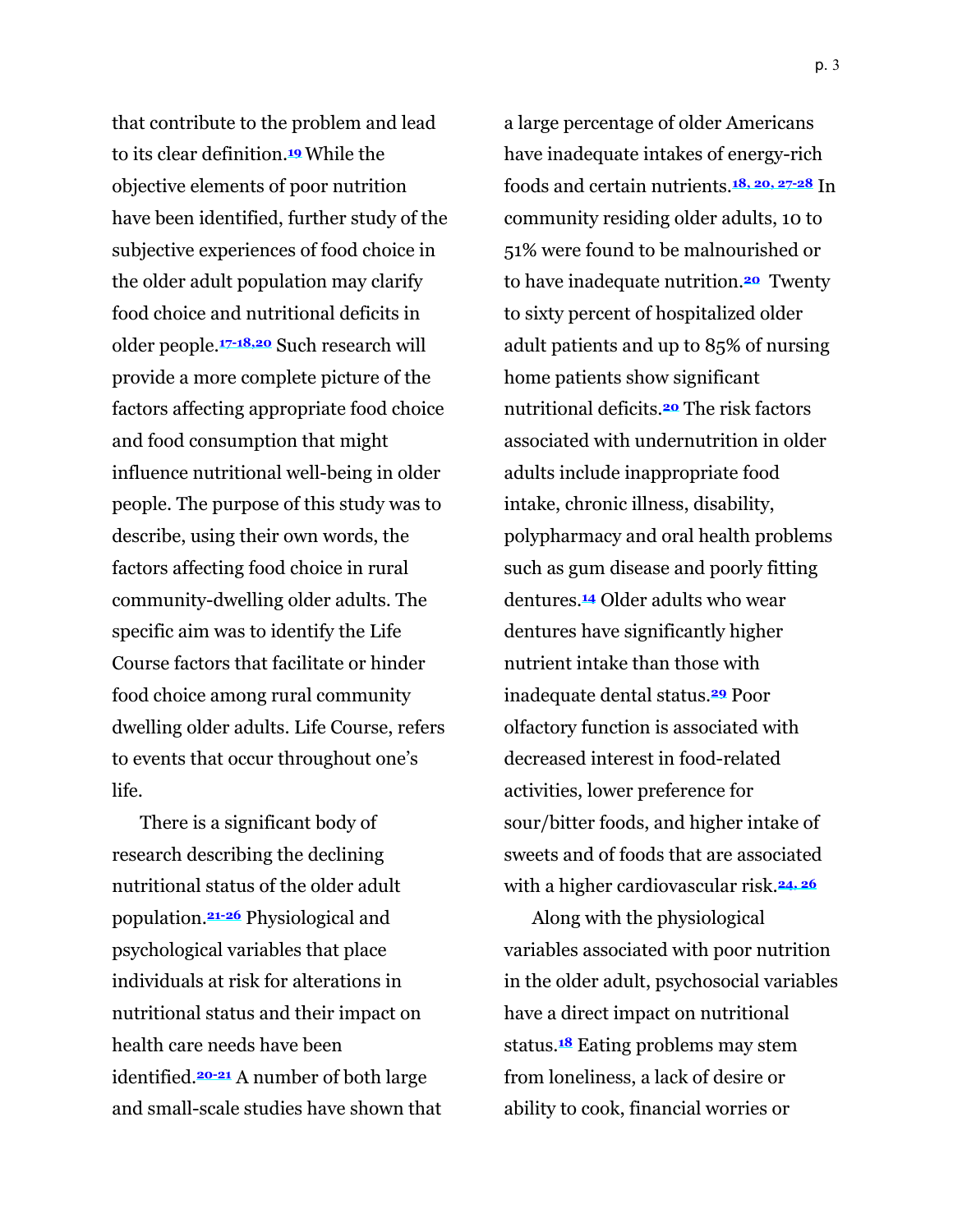that contribute to the problem and lead to its clear definition.[19] While the objective elements of poor nutrition have been identified, further study of the subjective experiences of food choice in the older adult population may clarify food choice and nutritional deficits in older people.[17-18,20] Such research will provide a more complete picture of the factors affecting appropriate food choice and food consumption that might influence nutritional well-being in older people. The purpose of this study was to describe, using their own words, the factors affecting food choice in rural community-dwelling older adults. The specific aim was to identify the Life Course factors that facilitate or hinder food choice among rural community dwelling older adults. Life Course, refers to events that occur throughout one's life.

There is a significant body of research describing the declining nutritional status of the older adult population.[21-26] Physiological and psychological variables that place individuals at risk for alterations in nutritional status and their impact on health care needs have been identified.[20-21] A number of both large and small-scale studies have shown that a large percentage of older Americans have inadequate intakes of energy-rich foods and certain nutrients.[18, 20, 27-28] In community residing older adults, 10 to 51% were found to be malnourished or to have inadequate nutrition.[20] Twenty to sixty percent of hospitalized older adult patients and up to 85% of nursing home patients show significant nutritional deficits.[20] The risk factors associated with undernutrition in older adults include inappropriate food intake, chronic illness, disability, polypharmacy and oral health problems such as gum disease and poorly fitting dentures.[14] Older adults who wear dentures have significantly higher nutrient intake than those with inadequate dental status.[29] Poor olfactory function is associated with decreased interest in food-related activities, lower preference for sour/bitter foods, and higher intake of sweets and of foods that are associated with a higher cardiovascular risk.[24, 26]

Along with the physiological variables associated with poor nutrition in the older adult, psychosocial variables have a direct impact on nutritional status.[18] Eating problems may stem from loneliness, a lack of desire or ability to cook, financial worries or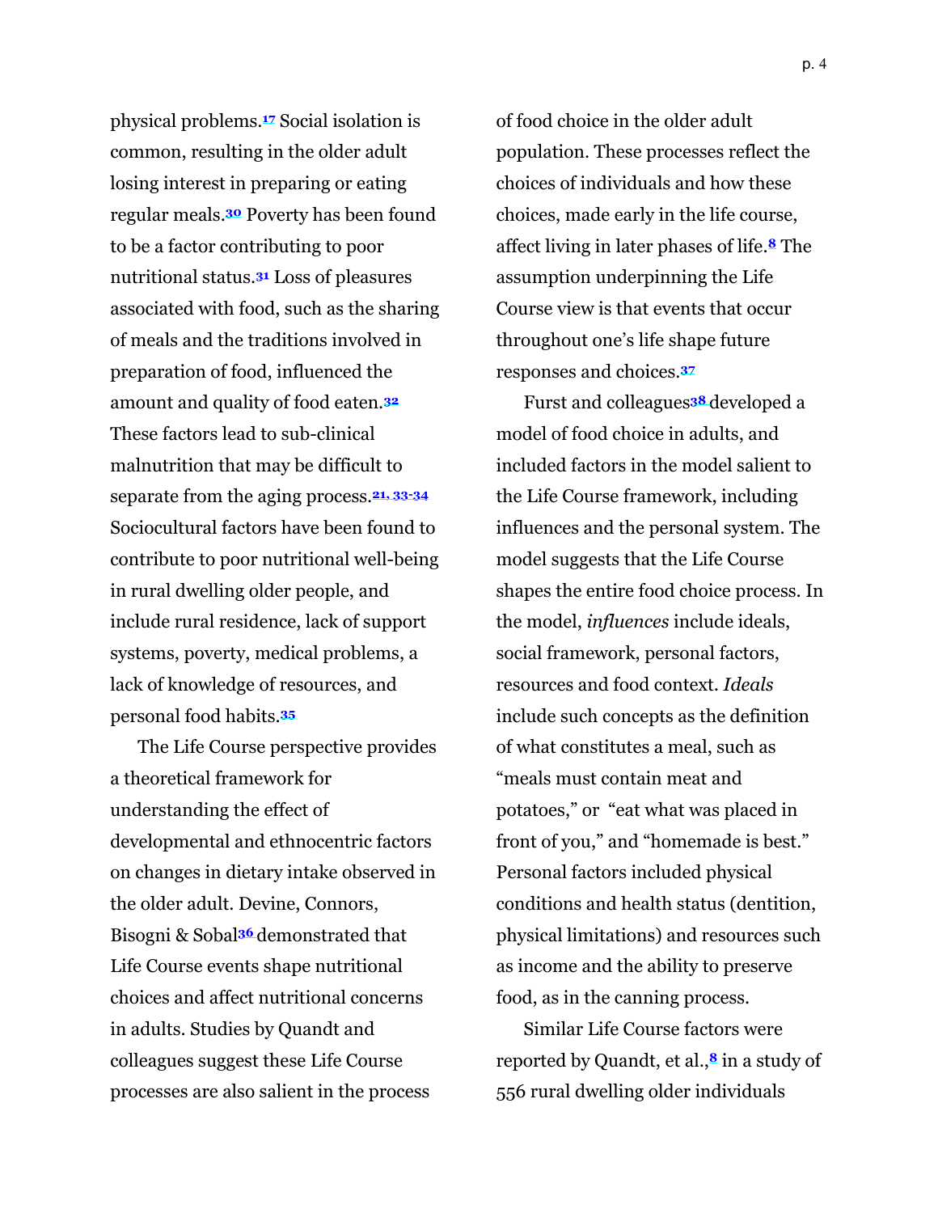physical problems.[17] Social isolation is common, resulting in the older adult losing interest in preparing or eating regular meals.[30] Poverty has been found to be a factor contributing to poor nutritional status.[31] Loss of pleasures associated with food, such as the sharing of meals and the traditions involved in preparation of food, influenced the amount and quality of food eaten.[32] These factors lead to sub-clinical malnutrition that may be difficult to separate from the aging process.[21, 33-34] Sociocultural factors have been found to contribute to poor nutritional well-being in rural dwelling older people, and include rural residence, lack of support systems, poverty, medical problems, a lack of knowledge of resources, and personal food habits.[35]

The Life Course perspective provides a theoretical framework for understanding the effect of developmental and ethnocentric factors on changes in dietary intake observed in the older adult. Devine, Connors, Bisogni & Sobal[36] demonstrated that Life Course events shape nutritional choices and affect nutritional concerns in adults. Studies by Quandt and colleagues suggest these Life Course processes are also salient in the process of food choice in the older adult population. These processes reflect the choices of individuals and how these choices, made early in the life course, affect living in later phases of life.[8] The assumption underpinning the Life Course view is that events that occur throughout one's life shape future responses and choices.[37]

Furst and colleagues[38] developed a model of food choice in adults, and included factors in the model salient to the Life Course framework, including influences and the personal system. The model suggests that the Life Course shapes the entire food choice process. In the model, *influences* include ideals, social framework, personal factors, resources and food context. *Ideals* include such concepts as the definition of what constitutes a meal, such as "meals must contain meat and potatoes," or "eat what was placed in front of you," and "homemade is best." Personal factors included physical conditions and health status (dentition, physical limitations) and resources such as income and the ability to preserve food, as in the canning process.

Similar Life Course factors were reported by Quandt, et al.,[8] in a study of 556 rural dwelling older individuals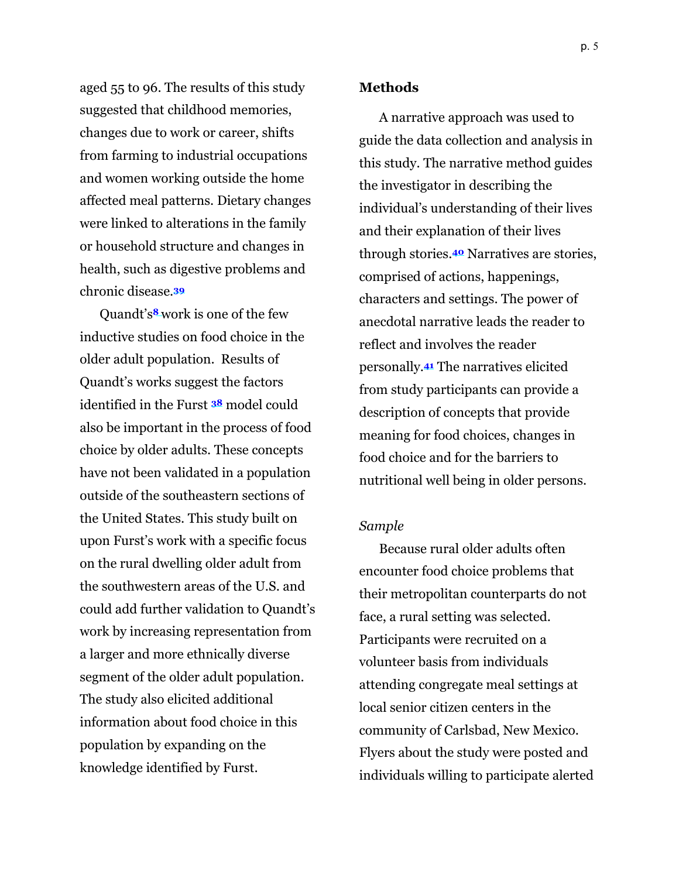aged 55 to 96. The results of this study suggested that childhood memories, changes due to work or career, shifts from farming to industrial occupations and women working outside the home affected meal patterns. Dietary changes were linked to alterations in the family or household structure and changes in health, such as digestive problems and chronic disease.[39]

Quandt's[8] work is one of the few inductive studies on food choice in the older adult population. Results of Quandt's works suggest the factors identified in the Furst [38] model could also be important in the process of food choice by older adults. These concepts have not been validated in a population outside of the southeastern sections of the United States. This study built on upon Furst's work with a specific focus on the rural dwelling older adult from the southwestern areas of the U.S. and could add further validation to Quandt's work by increasing representation from a larger and more ethnically diverse segment of the older adult population. The study also elicited additional information about food choice in this population by expanding on the knowledge identified by Furst.

## Methods

A narrative approach was used to guide the data collection and analysis in this study. The narrative method guides the investigator in describing the individual's understanding of their lives and their explanation of their lives through stories.[40] Narratives are stories, comprised of actions, happenings, characters and settings. The power of anecdotal narrative leads the reader to reflect and involves the reader personally.[41] The narratives elicited from study participants can provide a description of concepts that provide meaning for food choices, changes in food choice and for the barriers to nutritional well being in older persons.

### *Sample*

Because rural older adults often encounter food choice problems that their metropolitan counterparts do not face, a rural setting was selected. Participants were recruited on a volunteer basis from individuals attending congregate meal settings at local senior citizen centers in the community of Carlsbad, New Mexico. Flyers about the study were posted and individuals willing to participate alerted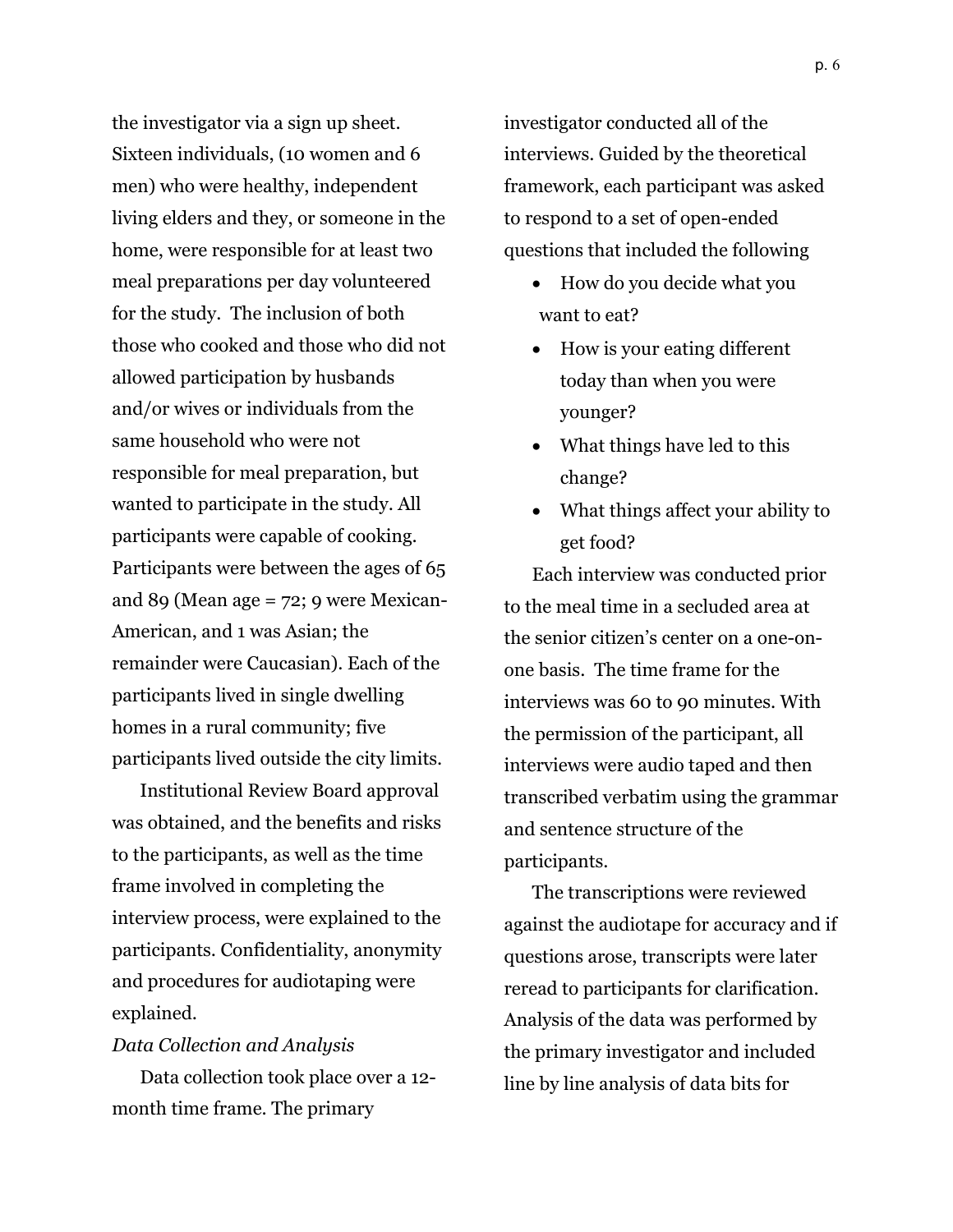the investigator via a sign up sheet. Sixteen individuals, (10 women and 6 men) who were healthy, independent living elders and they, or someone in the home, were responsible for at least two meal preparations per day volunteered for the study. The inclusion of both those who cooked and those who did not allowed participation by husbands and/or wives or individuals from the same household who were not responsible for meal preparation, but wanted to participate in the study. All participants were capable of cooking. Participants were between the ages of 65 and 89 (Mean age = 72; 9 were Mexican-American, and 1 was Asian; the remainder were Caucasian). Each of the participants lived in single dwelling homes in a rural community; five participants lived outside the city limits.

Institutional Review Board approval was obtained, and the benefits and risks to the participants, as well as the time frame involved in completing the interview process, were explained to the participants. Confidentiality, anonymity and procedures for audiotaping were explained.

*Data Collection and Analysis*

Data collection took place over a 12-month time frame. The primary investigator conducted all of the interviews. Guided by the theoretical framework, each participant was asked to respond to a set of open-ended questions that included the following

- How do you decide what you want to eat?
- How is your eating different today than when you were younger?
- What things have led to this change?
- What things affect your ability to get food?

Each interview was conducted prior to the meal time in a secluded area at the senior citizen's center on a one-on-one basis. The time frame for the interviews was 60 to 90 minutes. With the permission of the participant, all interviews were audio taped and then transcribed verbatim using the grammar and sentence structure of the participants.

The transcriptions were reviewed against the audiotape for accuracy and if questions arose, transcripts were later reread to participants for clarification. Analysis of the data was performed by the primary investigator and included line by line analysis of data bits for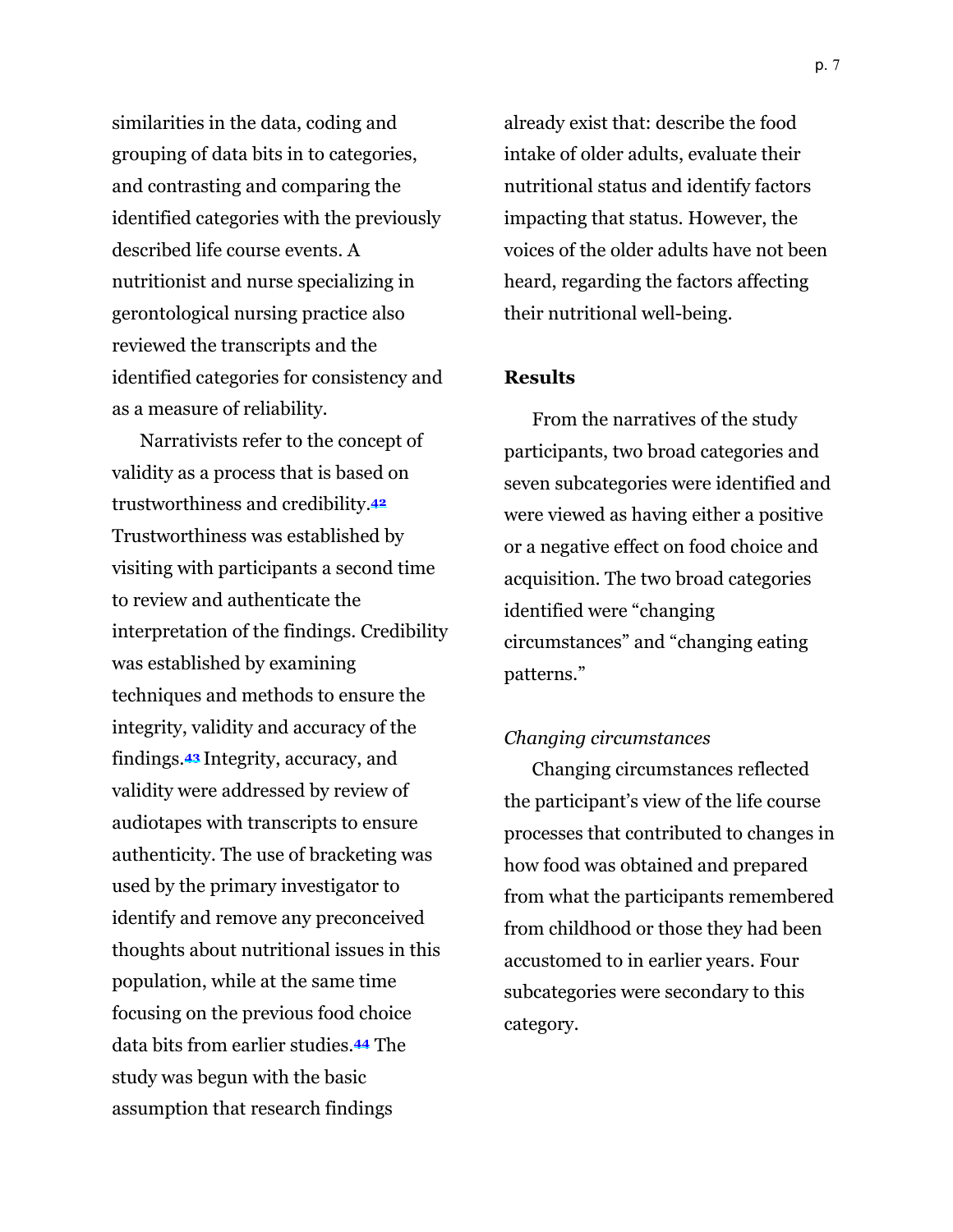similarities in the data, coding and grouping of data bits in to categories, and contrasting and comparing the identified categories with the previously described life course events. A nutritionist and nurse specializing in gerontological nursing practice also reviewed the transcripts and the identified categories for consistency and as a measure of reliability.

Narrativists refer to the concept of validity as a process that is based on trustworthiness and credibility.[42] Trustworthiness was established by visiting with participants a second time to review and authenticate the interpretation of the findings. Credibility was established by examining techniques and methods to ensure the integrity, validity and accuracy of the findings.[43] Integrity, accuracy, and validity were addressed by review of audiotapes with transcripts to ensure authenticity. The use of bracketing was used by the primary investigator to identify and remove any preconceived thoughts about nutritional issues in this population, while at the same time focusing on the previous food choice data bits from earlier studies.[44] The study was begun with the basic assumption that research findings already exist that: describe the food intake of older adults, evaluate their nutritional status and identify factors impacting that status. However, the voices of the older adults have not been heard, regarding the factors affecting their nutritional well-being.

## Results

From the narratives of the study participants, two broad categories and seven subcategories were identified and were viewed as having either a positive or a negative effect on food choice and acquisition. The two broad categories identified were "changing circumstances" and "changing eating patterns."

### *Changing circumstances*

Changing circumstances reflected the participant's view of the life course processes that contributed to changes in how food was obtained and prepared from what the participants remembered from childhood or those they had been accustomed to in earlier years. Four subcategories were secondary to this category.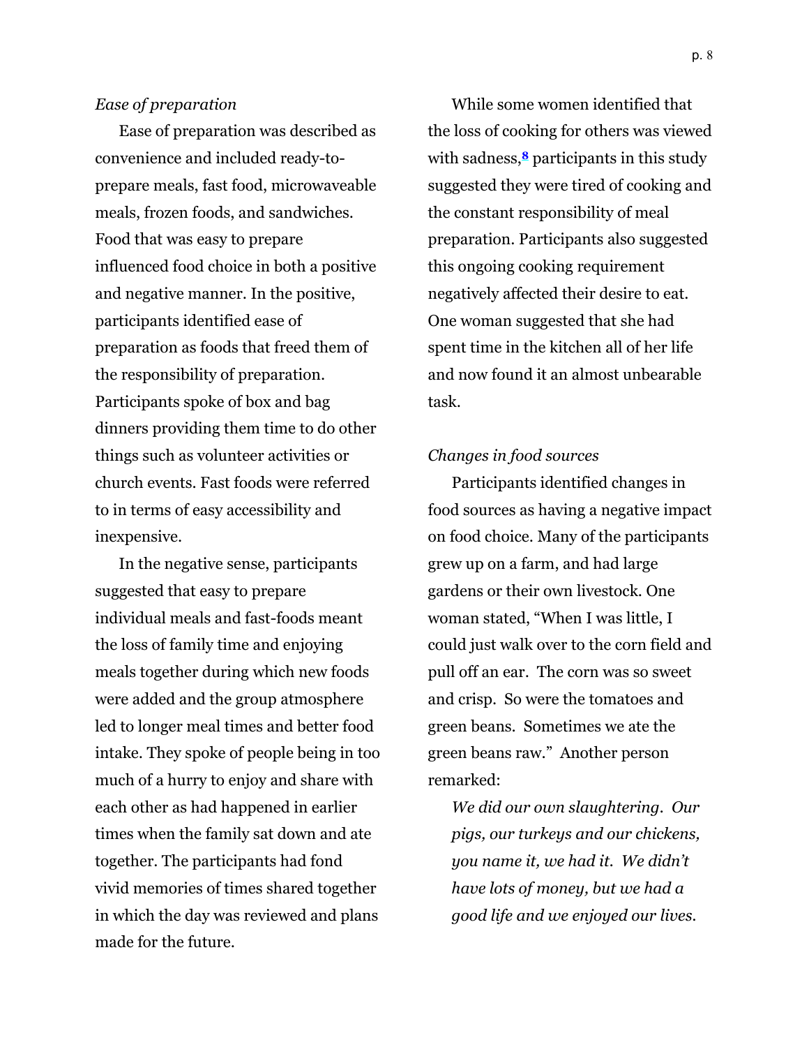*Ease of preparation*

Ease of preparation was described as convenience and included ready-to-prepare meals, fast food, microwaveable meals, frozen foods, and sandwiches. Food that was easy to prepare influenced food choice in both a positive and negative manner. In the positive, participants identified ease of preparation as foods that freed them of the responsibility of preparation. Participants spoke of box and bag dinners providing them time to do other things such as volunteer activities or church events. Fast foods were referred to in terms of easy accessibility and inexpensive.

In the negative sense, participants suggested that easy to prepare individual meals and fast-foods meant the loss of family time and enjoying meals together during which new foods were added and the group atmosphere led to longer meal times and better food intake. They spoke of people being in too much of a hurry to enjoy and share with each other as had happened in earlier times when the family sat down and ate together. The participants had fond vivid memories of times shared together in which the day was reviewed and plans made for the future.

While some women identified that the loss of cooking for others was viewed with sadness,[8] participants in this study suggested they were tired of cooking and the constant responsibility of meal preparation. Participants also suggested this ongoing cooking requirement negatively affected their desire to eat. One woman suggested that she had spent time in the kitchen all of her life and now found it an almost unbearable task.

*Changes in food sources*

Participants identified changes in food sources as having a negative impact on food choice. Many of the participants grew up on a farm, and had large gardens or their own livestock. One woman stated, "When I was little, I could just walk over to the corn field and pull off an ear. The corn was so sweet and crisp. So were the tomatoes and green beans. Sometimes we ate the green beans raw." Another person remarked:

> *We did our own slaughtering. Our pigs, our turkeys and our chickens, you name it, we had it. We didn't have lots of money, but we had a good life and we enjoyed our lives.*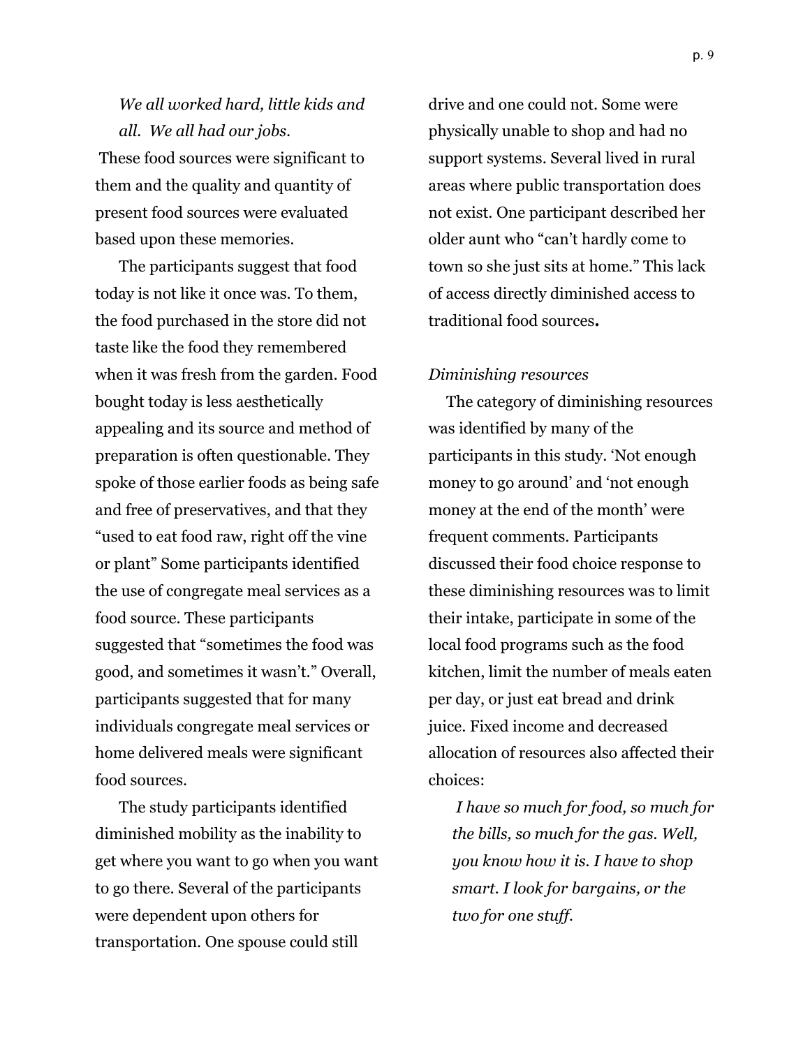*We all worked hard, little kids and all. We all had our jobs.*

These food sources were significant to them and the quality and quantity of present food sources were evaluated based upon these memories.

The participants suggest that food today is not like it once was. To them, the food purchased in the store did not taste like the food they remembered when it was fresh from the garden. Food bought today is less aesthetically appealing and its source and method of preparation is often questionable. They spoke of those earlier foods as being safe and free of preservatives, and that they "used to eat food raw, right off the vine or plant" Some participants identified the use of congregate meal services as a food source. These participants suggested that "sometimes the food was good, and sometimes it wasn't." Overall, participants suggested that for many individuals congregate meal services or home delivered meals were significant food sources.

The study participants identified diminished mobility as the inability to get where you want to go when you want to go there. Several of the participants were dependent upon others for transportation. One spouse could still drive and one could not. Some were physically unable to shop and had no support systems. Several lived in rural areas where public transportation does not exist. One participant described her older aunt who "can't hardly come to town so she just sits at home." This lack of access directly diminished access to traditional food sources**.**

*Diminishing resources*

The category of diminishing resources was identified by many of the participants in this study. 'Not enough money to go around' and 'not enough money at the end of the month' were frequent comments. Participants discussed their food choice response to these diminishing resources was to limit their intake, participate in some of the local food programs such as the food kitchen, limit the number of meals eaten per day, or just eat bread and drink juice. Fixed income and decreased allocation of resources also affected their choices:

*I have so much for food, so much for the bills, so much for the gas. Well, you know how it is. I have to shop smart. I look for bargains, or the two for one stuff.*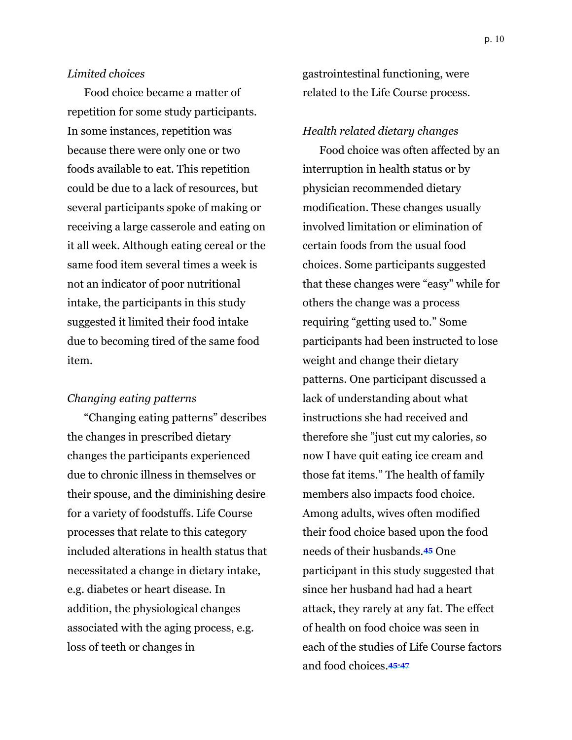*Limited choices*

Food choice became a matter of repetition for some study participants. In some instances, repetition was because there were only one or two foods available to eat. This repetition could be due to a lack of resources, but several participants spoke of making or receiving a large casserole and eating on it all week. Although eating cereal or the same food item several times a week is not an indicator of poor nutritional intake, the participants in this study suggested it limited their food intake due to becoming tired of the same food item.

*Changing eating patterns*

"Changing eating patterns" describes the changes in prescribed dietary changes the participants experienced due to chronic illness in themselves or their spouse, and the diminishing desire for a variety of foodstuffs. Life Course processes that relate to this category included alterations in health status that necessitated a change in dietary intake, e.g. diabetes or heart disease. In addition, the physiological changes associated with the aging process, e.g. loss of teeth or changes in gastrointestinal functioning, were related to the Life Course process.

*Health related dietary changes*

Food choice was often affected by an interruption in health status or by physician recommended dietary modification. These changes usually involved limitation or elimination of certain foods from the usual food choices. Some participants suggested that these changes were "easy" while for others the change was a process requiring "getting used to." Some participants had been instructed to lose weight and change their dietary patterns. One participant discussed a lack of understanding about what instructions she had received and therefore she "just cut my calories, so now I have quit eating ice cream and those fat items." The health of family members also impacts food choice. Among adults, wives often modified their food choice based upon the food needs of their husbands.[45] One participant in this study suggested that since her husband had had a heart attack, they rarely at any fat. The effect of health on food choice was seen in each of the studies of Life Course factors and food choices.[45-47]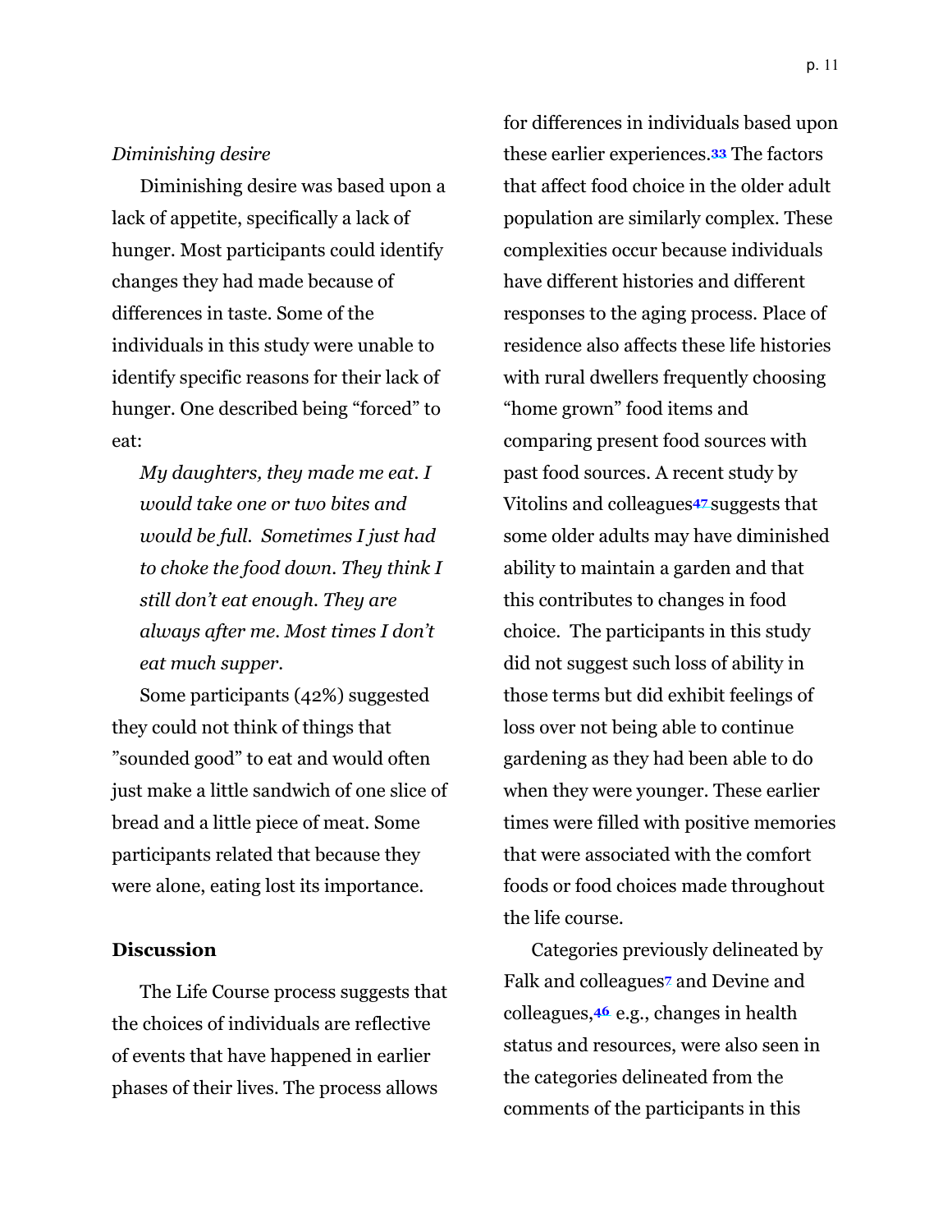*Diminishing desire*

Diminishing desire was based upon a lack of appetite, specifically a lack of hunger. Most participants could identify changes they had made because of differences in taste. Some of the individuals in this study were unable to identify specific reasons for their lack of hunger. One described being “forced” to eat:

> *My daughters, they made me eat. I would take one or two bites and would be full. Sometimes I just had to choke the food down. They think I still don’t eat enough. They are always after me. Most times I don’t eat much supper.*

Some participants (42%) suggested they could not think of things that ”sounded good” to eat and would often just make a little sandwich of one slice of bread and a little piece of meat. Some participants related that because they were alone, eating lost its importance.

## Discussion

The Life Course process suggests that the choices of individuals are reflective of events that have happened in earlier phases of their lives. The process allows for differences in individuals based upon these earlier experiences.[33] The factors that affect food choice in the older adult population are similarly complex. These complexities occur because individuals have different histories and different responses to the aging process. Place of residence also affects these life histories with rural dwellers frequently choosing “home grown” food items and comparing present food sources with past food sources. A recent study by Vitolins and colleagues[47] suggests that some older adults may have diminished ability to maintain a garden and that this contributes to changes in food choice. The participants in this study did not suggest such loss of ability in those terms but did exhibit feelings of loss over not being able to continue gardening as they had been able to do when they were younger. These earlier times were filled with positive memories that were associated with the comfort foods or food choices made throughout the life course.

Categories previously delineated by Falk and colleagues[7] and Devine and colleagues,[46] e.g., changes in health status and resources, were also seen in the categories delineated from the comments of the participants in this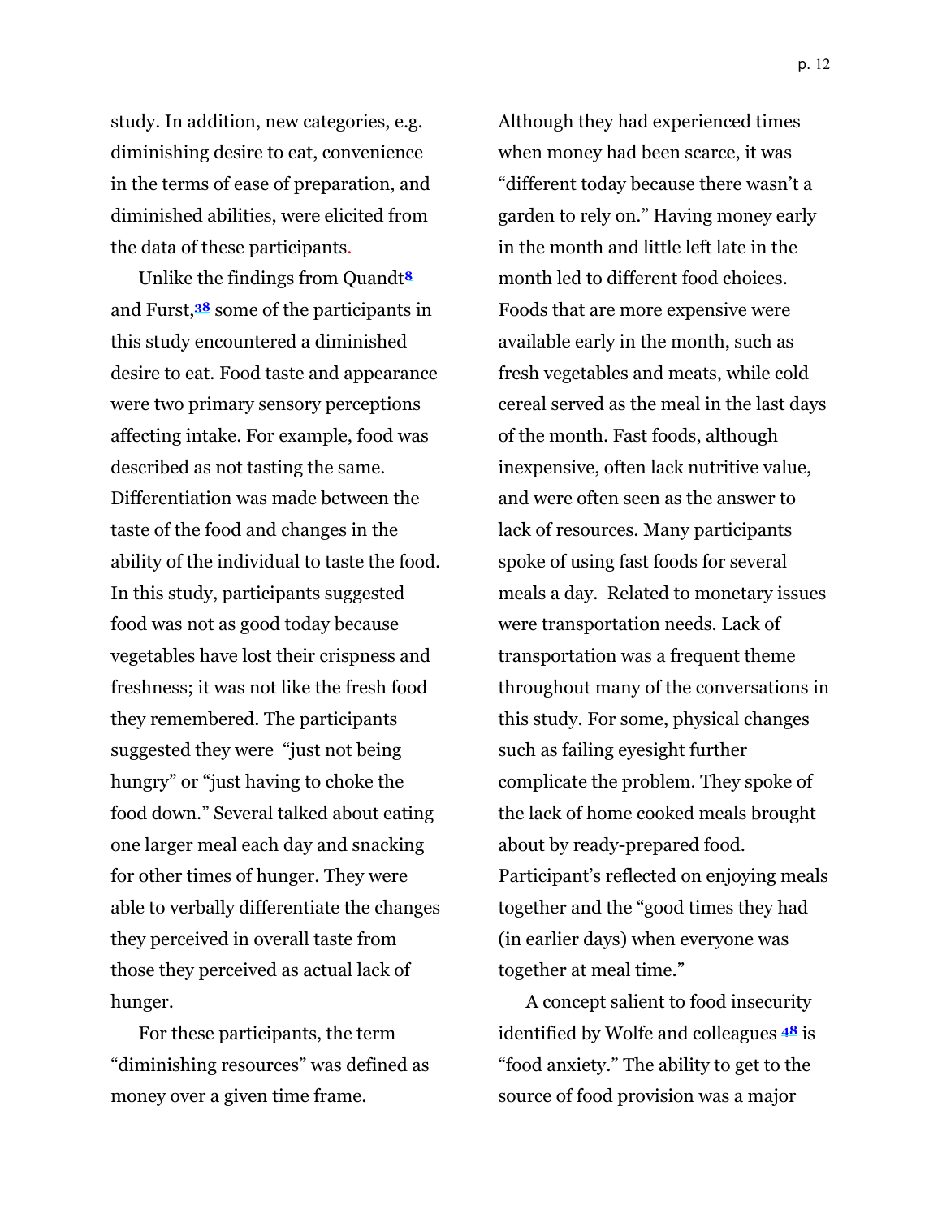study. In addition, new categories, e.g. diminishing desire to eat, convenience in the terms of ease of preparation, and diminished abilities, were elicited from the data of these participants.

Unlike the findings from Quandt[8] and Furst,[38] some of the participants in this study encountered a diminished desire to eat. Food taste and appearance were two primary sensory perceptions affecting intake. For example, food was described as not tasting the same. Differentiation was made between the taste of the food and changes in the ability of the individual to taste the food. In this study, participants suggested food was not as good today because vegetables have lost their crispness and freshness; it was not like the fresh food they remembered. The participants suggested they were "just not being hungry" or "just having to choke the food down." Several talked about eating one larger meal each day and snacking for other times of hunger. They were able to verbally differentiate the changes they perceived in overall taste from those they perceived as actual lack of hunger.

For these participants, the term "diminishing resources" was defined as money over a given time frame. Although they had experienced times when money had been scarce, it was "different today because there wasn't a garden to rely on." Having money early in the month and little left late in the month led to different food choices. Foods that are more expensive were available early in the month, such as fresh vegetables and meats, while cold cereal served as the meal in the last days of the month. Fast foods, although inexpensive, often lack nutritive value, and were often seen as the answer to lack of resources. Many participants spoke of using fast foods for several meals a day. Related to monetary issues were transportation needs. Lack of transportation was a frequent theme throughout many of the conversations in this study. For some, physical changes such as failing eyesight further complicate the problem. They spoke of the lack of home cooked meals brought about by ready-prepared food. Participant's reflected on enjoying meals together and the "good times they had (in earlier days) when everyone was together at meal time."

A concept salient to food insecurity identified by Wolfe and colleagues [48] is "food anxiety." The ability to get to the source of food provision was a major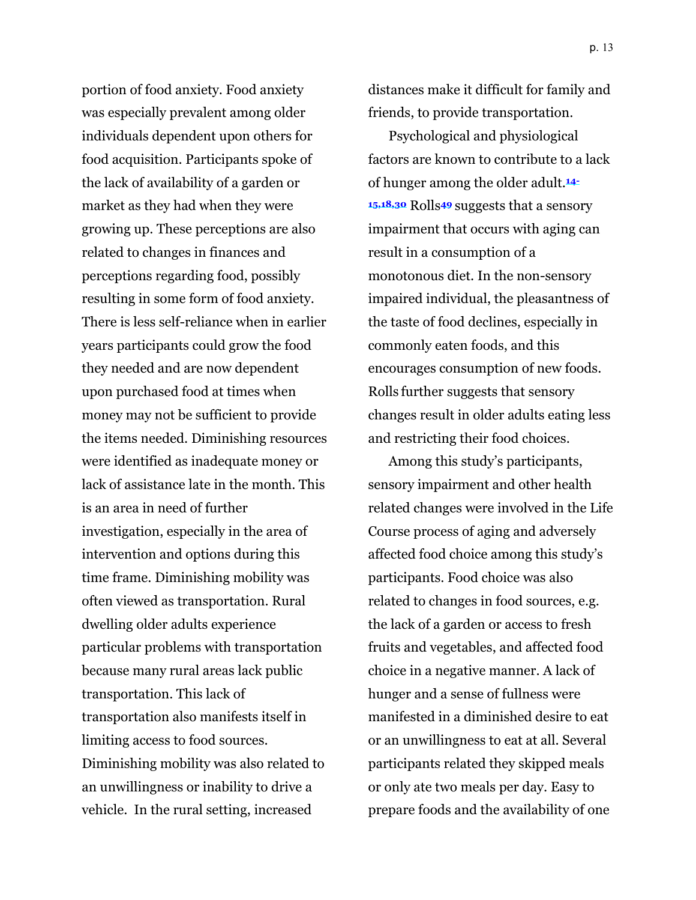portion of food anxiety. Food anxiety was especially prevalent among older individuals dependent upon others for food acquisition. Participants spoke of the lack of availability of a garden or market as they had when they were growing up. These perceptions are also related to changes in finances and perceptions regarding food, possibly resulting in some form of food anxiety. There is less self-reliance when in earlier years participants could grow the food they needed and are now dependent upon purchased food at times when money may not be sufficient to provide the items needed. Diminishing resources were identified as inadequate money or lack of assistance late in the month. This is an area in need of further investigation, especially in the area of intervention and options during this time frame. Diminishing mobility was often viewed as transportation. Rural dwelling older adults experience particular problems with transportation because many rural areas lack public transportation. This lack of transportation also manifests itself in limiting access to food sources. Diminishing mobility was also related to an unwillingness or inability to drive a vehicle. In the rural setting, increased distances make it difficult for family and friends, to provide transportation.

Psychological and physiological factors are known to contribute to a lack of hunger among the older adult.[14-15,18,30] Rolls[49] suggests that a sensory impairment that occurs with aging can result in a consumption of a monotonous diet. In the non-sensory impaired individual, the pleasantness of the taste of food declines, especially in commonly eaten foods, and this encourages consumption of new foods. Rolls further suggests that sensory changes result in older adults eating less and restricting their food choices.

Among this study's participants, sensory impairment and other health related changes were involved in the Life Course process of aging and adversely affected food choice among this study's participants. Food choice was also related to changes in food sources, e.g. the lack of a garden or access to fresh fruits and vegetables, and affected food choice in a negative manner. A lack of hunger and a sense of fullness were manifested in a diminished desire to eat or an unwillingness to eat at all. Several participants related they skipped meals or only ate two meals per day. Easy to prepare foods and the availability of one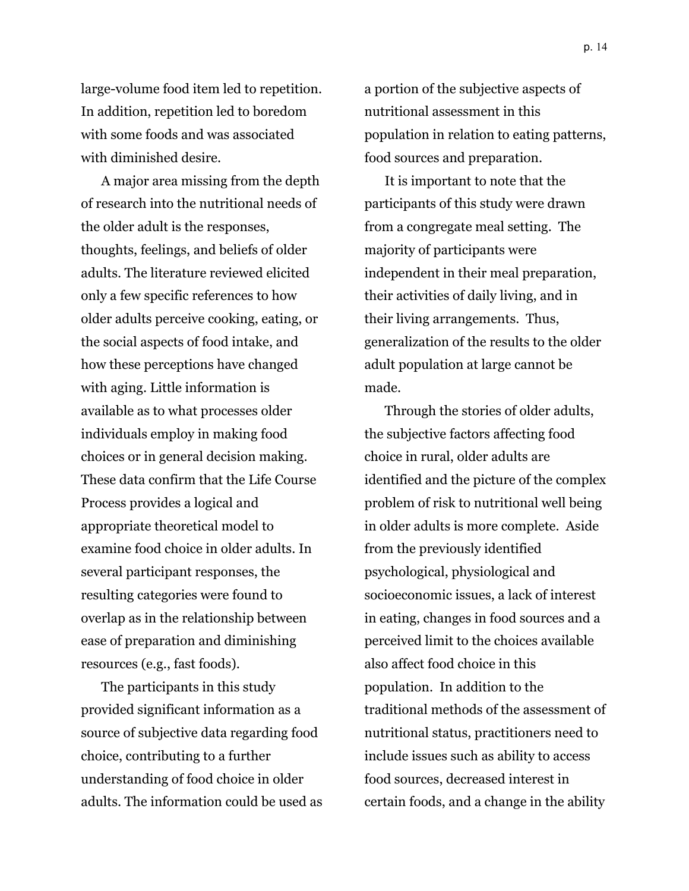large-volume food item led to repetition. In addition, repetition led to boredom with some foods and was associated with diminished desire.

A major area missing from the depth of research into the nutritional needs of the older adult is the responses, thoughts, feelings, and beliefs of older adults. The literature reviewed elicited only a few specific references to how older adults perceive cooking, eating, or the social aspects of food intake, and how these perceptions have changed with aging. Little information is available as to what processes older individuals employ in making food choices or in general decision making. These data confirm that the Life Course Process provides a logical and appropriate theoretical model to examine food choice in older adults. In several participant responses, the resulting categories were found to overlap as in the relationship between ease of preparation and diminishing resources (e.g., fast foods).

The participants in this study provided significant information as a source of subjective data regarding food choice, contributing to a further understanding of food choice in older adults. The information could be used as a portion of the subjective aspects of nutritional assessment in this population in relation to eating patterns, food sources and preparation.

It is important to note that the participants of this study were drawn from a congregate meal setting. The majority of participants were independent in their meal preparation, their activities of daily living, and in their living arrangements. Thus, generalization of the results to the older adult population at large cannot be made.

Through the stories of older adults, the subjective factors affecting food choice in rural, older adults are identified and the picture of the complex problem of risk to nutritional well being in older adults is more complete. Aside from the previously identified psychological, physiological and socioeconomic issues, a lack of interest in eating, changes in food sources and a perceived limit to the choices available also affect food choice in this population. In addition to the traditional methods of the assessment of nutritional status, practitioners need to include issues such as ability to access food sources, decreased interest in certain foods, and a change in the ability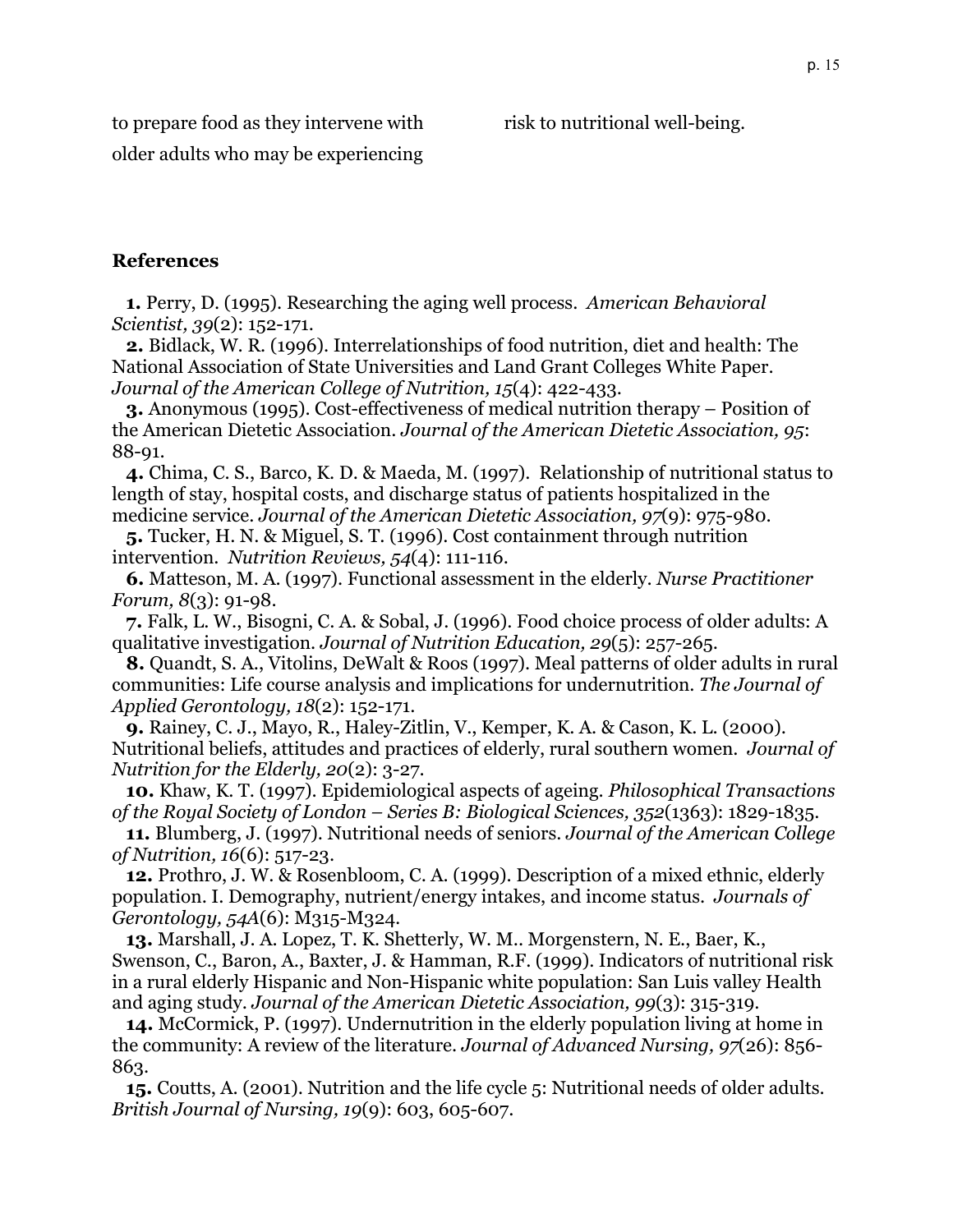to prepare food as they intervene with older adults who may be experiencing risk to nutritional well-being.

## References

**1.** Perry, D. (1995). Researching the aging well process. *American Behavioral Scientist, 39*(2): 152-171.
**2.** Bidlack, W. R. (1996). Interrelationships of food nutrition, diet and health: The National Association of State Universities and Land Grant Colleges White Paper. *Journal of the American College of Nutrition, 15*(4): 422-433.
**3.** Anonymous (1995). Cost-effectiveness of medical nutrition therapy – Position of the American Dietetic Association. *Journal of the American Dietetic Association, 95*: 88-91.
**4.** Chima, C. S., Barco, K. D. & Maeda, M. (1997). Relationship of nutritional status to length of stay, hospital costs, and discharge status of patients hospitalized in the medicine service. *Journal of the American Dietetic Association, 97*(9): 975-980.
**5.** Tucker, H. N. & Miguel, S. T. (1996). Cost containment through nutrition intervention. *Nutrition Reviews, 54*(4): 111-116.
**6.** Matteson, M. A. (1997). Functional assessment in the elderly. *Nurse Practitioner Forum, 8*(3): 91-98.
**7.** Falk, L. W., Bisogni, C. A. & Sobal, J. (1996). Food choice process of older adults: A qualitative investigation. *Journal of Nutrition Education, 29*(5): 257-265.
**8.** Quandt, S. A., Vitolins, DeWalt & Roos (1997). Meal patterns of older adults in rural communities: Life course analysis and implications for undernutrition. *The Journal of Applied Gerontology, 18*(2): 152-171.
**9.** Rainey, C. J., Mayo, R., Haley-Zitlin, V., Kemper, K. A. & Cason, K. L. (2000). Nutritional beliefs, attitudes and practices of elderly, rural southern women. *Journal of Nutrition for the Elderly, 20*(2): 3-27.
**10.** Khaw, K. T. (1997). Epidemiological aspects of ageing. *Philosophical Transactions of the Royal Society of London – Series B: Biological Sciences, 352*(1363): 1829-1835.
**11.** Blumberg, J. (1997). Nutritional needs of seniors. *Journal of the American College of Nutrition, 16*(6): 517-23.
**12.** Prothro, J. W. & Rosenbloom, C. A. (1999). Description of a mixed ethnic, elderly population. I. Demography, nutrient/energy intakes, and income status. *Journals of Gerontology, 54A*(6): M315-M324.
**13.** Marshall, J. A. Lopez, T. K. Shetterly, W. M.. Morgenstern, N. E., Baer, K., Swenson, C., Baron, A., Baxter, J. & Hamman, R.F. (1999). Indicators of nutritional risk in a rural elderly Hispanic and Non-Hispanic white population: San Luis valley Health and aging study. *Journal of the American Dietetic Association, 99*(3): 315-319.
**14.** McCormick, P. (1997). Undernutrition in the elderly population living at home in the community: A review of the literature. *Journal of Advanced Nursing, 97*(26): 856-863.
**15.** Coutts, A. (2001). Nutrition and the life cycle 5: Nutritional needs of older adults. *British Journal of Nursing, 19*(9): 603, 605-607.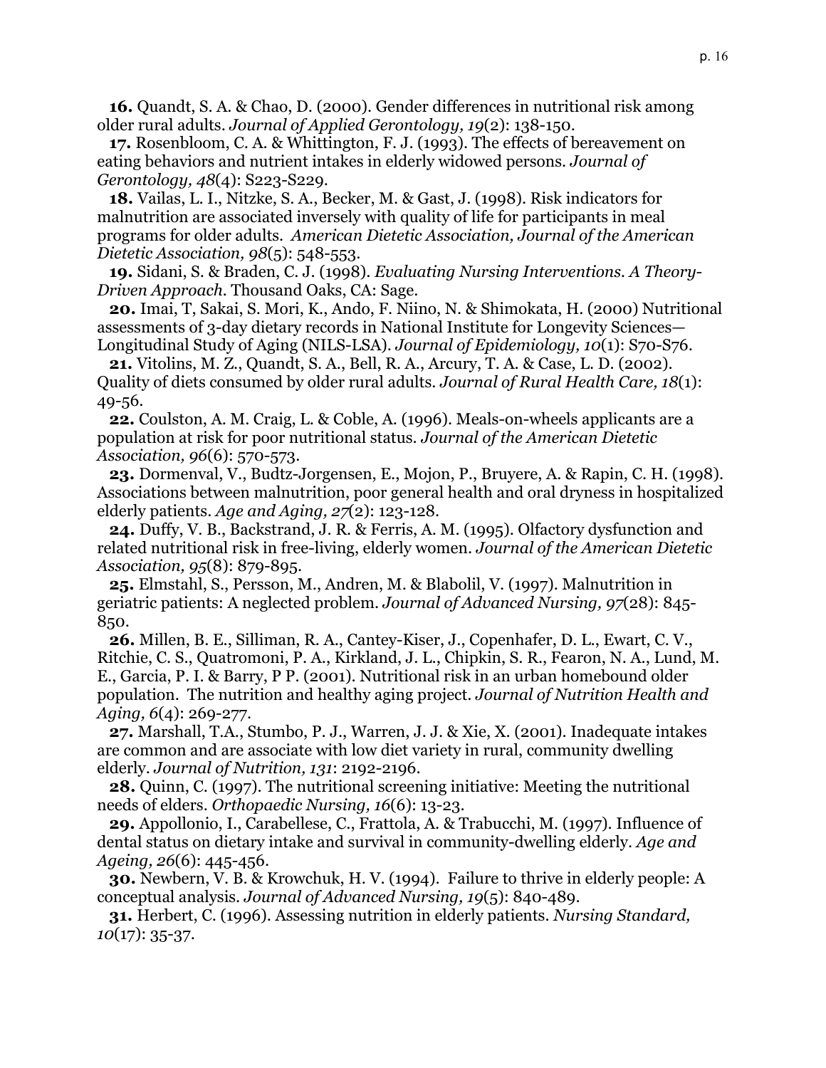**16.** Quandt, S. A. & Chao, D. (2000). Gender differences in nutritional risk among older rural adults. *Journal of Applied Gerontology, 19*(2): 138-150.

**17.** Rosenbloom, C. A. & Whittington, F. J. (1993). The effects of bereavement on eating behaviors and nutrient intakes in elderly widowed persons. *Journal of Gerontology, 48*(4): S223-S229.

**18.** Vailas, L. I., Nitzke, S. A., Becker, M. & Gast, J. (1998). Risk indicators for malnutrition are associated inversely with quality of life for participants in meal programs for older adults. *American Dietetic Association, Journal of the American Dietetic Association, 98*(5): 548-553.

**19.** Sidani, S. & Braden, C. J. (1998). *Evaluating Nursing Interventions. A Theory-Driven Approach.* Thousand Oaks, CA: Sage.

**20.** Imai, T, Sakai, S. Mori, K., Ando, F. Niino, N. & Shimokata, H. (2000) Nutritional assessments of 3-day dietary records in National Institute for Longevity Sciences—Longitudinal Study of Aging (NILS-LSA). *Journal of Epidemiology, 10*(1): S70-S76.

**21.** Vitolins, M. Z., Quandt, S. A., Bell, R. A., Arcury, T. A. & Case, L. D. (2002). Quality of diets consumed by older rural adults. *Journal of Rural Health Care, 18*(1): 49-56.

**22.** Coulston, A. M. Craig, L. & Coble, A. (1996). Meals-on-wheels applicants are a population at risk for poor nutritional status. *Journal of the American Dietetic Association, 96*(6): 570-573.

**23.** Dormenval, V., Budtz-Jorgensen, E., Mojon, P., Bruyere, A. & Rapin, C. H. (1998). Associations between malnutrition, poor general health and oral dryness in hospitalized elderly patients. *Age and Aging, 27*(2): 123-128.

**24.** Duffy, V. B., Backstrand, J. R. & Ferris, A. M. (1995). Olfactory dysfunction and related nutritional risk in free-living, elderly women. *Journal of the American Dietetic Association, 95*(8): 879-895.

**25.** Elmstahl, S., Persson, M., Andren, M. & Blabolil, V. (1997). Malnutrition in geriatric patients: A neglected problem. *Journal of Advanced Nursing, 97*(28): 845-850.

**26.** Millen, B. E., Silliman, R. A., Cantey-Kiser, J., Copenhafer, D. L., Ewart, C. V., Ritchie, C. S., Quatromoni, P. A., Kirkland, J. L., Chipkin, S. R., Fearon, N. A., Lund, M. E., Garcia, P. I. & Barry, P P. (2001). Nutritional risk in an urban homebound older population. The nutrition and healthy aging project. *Journal of Nutrition Health and Aging, 6*(4): 269-277.

**27.** Marshall, T.A., Stumbo, P. J., Warren, J. J. & Xie, X. (2001). Inadequate intakes are common and are associate with low diet variety in rural, community dwelling elderly. *Journal of Nutrition, 131*: 2192-2196.

**28.** Quinn, C. (1997). The nutritional screening initiative: Meeting the nutritional needs of elders. *Orthopaedic Nursing, 16*(6): 13-23.

**29.** Appollonio, I., Carabellese, C., Frattola, A. & Trabucchi, M. (1997). Influence of dental status on dietary intake and survival in community-dwelling elderly. *Age and Ageing, 26*(6): 445-456.

**30.** Newbern, V. B. & Krowchuk, H. V. (1994). Failure to thrive in elderly people: A conceptual analysis. *Journal of Advanced Nursing, 19*(5): 840-489.

**31.** Herbert, C. (1996). Assessing nutrition in elderly patients. *Nursing Standard, 10*(17): 35-37.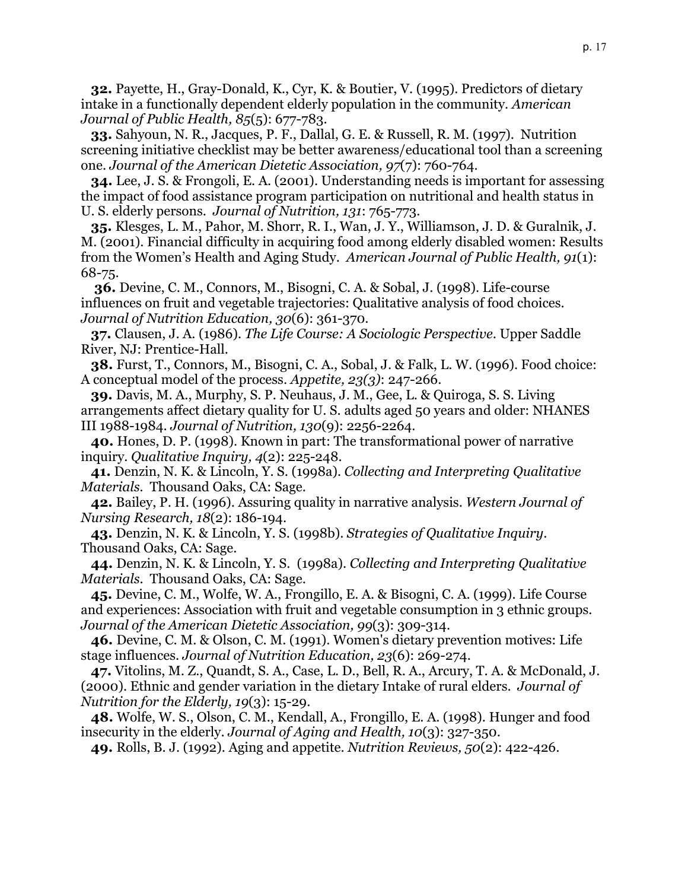**32.** Payette, H., Gray-Donald, K., Cyr, K. & Boutier, V. (1995). Predictors of dietary intake in a functionally dependent elderly population in the community. *American Journal of Public Health, 85*(5): 677-783.

**33.** Sahyoun, N. R., Jacques, P. F., Dallal, G. E. & Russell, R. M. (1997). Nutrition screening initiative checklist may be better awareness/educational tool than a screening one. *Journal of the American Dietetic Association, 97*(7): 760-764.

**34.** Lee, J. S. & Frongoli, E. A. (2001). Understanding needs is important for assessing the impact of food assistance program participation on nutritional and health status in U. S. elderly persons. *Journal of Nutrition, 131*: 765-773.

**35.** Klesges, L. M., Pahor, M. Shorr, R. I., Wan, J. Y., Williamson, J. D. & Guralnik, J. M. (2001). Financial difficulty in acquiring food among elderly disabled women: Results from the Women's Health and Aging Study. *American Journal of Public Health, 91*(1): 68-75.

**36.** Devine, C. M., Connors, M., Bisogni, C. A. & Sobal, J. (1998). Life-course influences on fruit and vegetable trajectories: Qualitative analysis of food choices. *Journal of Nutrition Education, 30*(6): 361-370.

**37.** Clausen, J. A. (1986). *The Life Course: A Sociologic Perspective*. Upper Saddle River, NJ: Prentice-Hall.

**38.** Furst, T., Connors, M., Bisogni, C. A., Sobal, J. & Falk, L. W. (1996). Food choice: A conceptual model of the process. *Appetite, 23(3)*: 247-266.

**39.** Davis, M. A., Murphy, S. P. Neuhaus, J. M., Gee, L. & Quiroga, S. S. Living arrangements affect dietary quality for U. S. adults aged 50 years and older: NHANES III 1988-1984. *Journal of Nutrition, 130*(9): 2256-2264.

**40.** Hones, D. P. (1998). Known in part: The transformational power of narrative inquiry. *Qualitative Inquiry, 4*(2): 225-248.

**41.** Denzin, N. K. & Lincoln, Y. S. (1998a). *Collecting and Interpreting Qualitative Materials*. Thousand Oaks, CA: Sage.

**42.** Bailey, P. H. (1996). Assuring quality in narrative analysis. *Western Journal of Nursing Research, 18*(2): 186-194.

**43.** Denzin, N. K. & Lincoln, Y. S. (1998b). *Strategies of Qualitative Inquiry*. Thousand Oaks, CA: Sage.

**44.** Denzin, N. K. & Lincoln, Y. S. (1998a). *Collecting and Interpreting Qualitative Materials*. Thousand Oaks, CA: Sage.

**45.** Devine, C. M., Wolfe, W. A., Frongillo, E. A. & Bisogni, C. A. (1999). Life Course and experiences: Association with fruit and vegetable consumption in 3 ethnic groups. *Journal of the American Dietetic Association, 99*(3): 309-314.

**46.** Devine, C. M. & Olson, C. M. (1991). Women's dietary prevention motives: Life stage influences. *Journal of Nutrition Education, 23*(6): 269-274.

**47.** Vitolins, M. Z., Quandt, S. A., Case, L. D., Bell, R. A., Arcury, T. A. & McDonald, J. (2000). Ethnic and gender variation in the dietary Intake of rural elders. *Journal of Nutrition for the Elderly, 19*(3): 15-29.

**48.** Wolfe, W. S., Olson, C. M., Kendall, A., Frongillo, E. A. (1998). Hunger and food insecurity in the elderly. *Journal of Aging and Health, 10*(3): 327-350.

**49.** Rolls, B. J. (1992). Aging and appetite. *Nutrition Reviews, 50*(2): 422-426.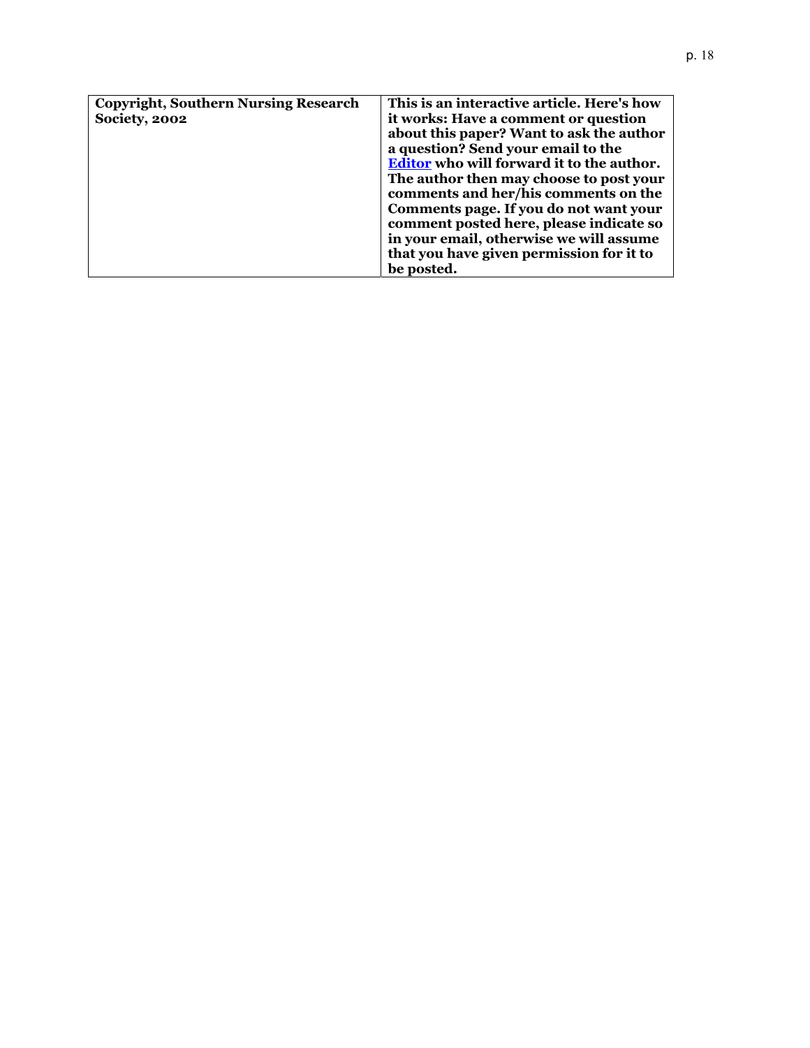| **Copyright, Southern Nursing Research Society, 2002** | **This is an interactive article. Here's how it works: Have a comment or question about this paper? Want to ask the author a question? Send your email to the Editor who will forward it to the author. The author then may choose to post your comments and her/his comments on the Comments page. If you do not want your comment posted here, please indicate so in your email, otherwise we will assume that you have given permission for it to be posted.** |
| --- | --- |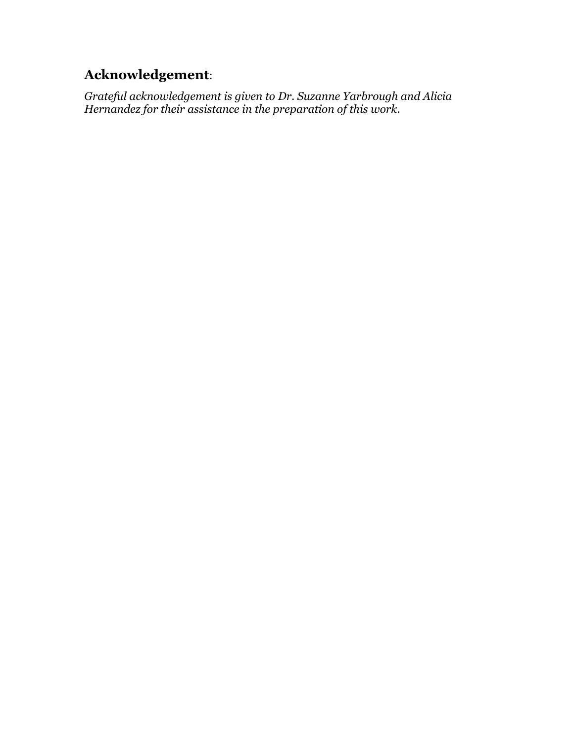## **Acknowledgement**:

*Grateful acknowledgement is given to Dr. Suzanne Yarbrough and Alicia Hernandez for their assistance in the preparation of this work.*